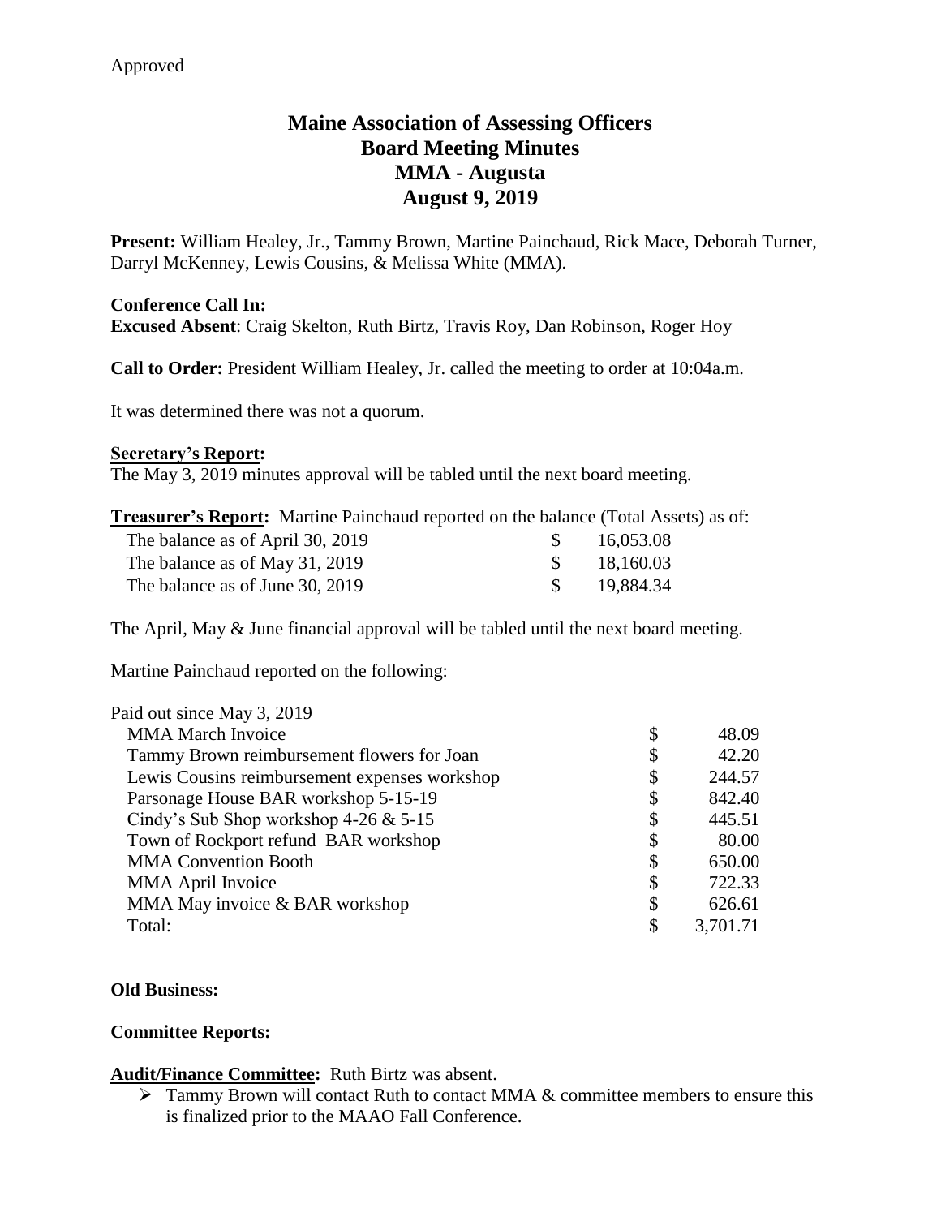Approved

# Maine Association of Assessing Officers
# Board Meeting Minutes
# MMA - Augusta
# August 9, 2019

**Present:** William Healey, Jr., Tammy Brown, Martine Painchaud, Rick Mace, Deborah Turner, Darryl McKenney, Lewis Cousins, & Melissa White (MMA).

**Conference Call In:**
**Excused Absent**: Craig Skelton, Ruth Birtz, Travis Roy, Dan Robinson, Roger Hoy

**Call to Order:** President William Healey, Jr. called the meeting to order at 10:04a.m.

It was determined there was not a quorum.

**Secretary's Report:**
The May 3, 2019 minutes approval will be tabled until the next board meeting.

**Treasurer's Report:** Martine Painchaud reported on the balance (Total Assets) as of:

| | | |
|---|---|---|
| The balance as of April 30, 2019 | $ | 16,053.08 |
| The balance as of May 31, 2019 | $ | 18,160.03 |
| The balance as of June 30, 2019 | $ | 19,884.34 |

The April, May & June financial approval will be tabled until the next board meeting.

Martine Painchaud reported on the following:

| Paid out since May 3, 2019 | | |
|---|---|---|
| MMA March Invoice | $ | 48.09 |
| Tammy Brown reimbursement flowers for Joan | $ | 42.20 |
| Lewis Cousins reimbursement expenses workshop | $ | 244.57 |
| Parsonage House BAR workshop 5-15-19 | $ | 842.40 |
| Cindy's Sub Shop workshop 4-26 & 5-15 | $ | 445.51 |
| Town of Rockport refund BAR workshop | $ | 80.00 |
| MMA Convention Booth | $ | 650.00 |
| MMA April Invoice | $ | 722.33 |
| MMA May invoice & BAR workshop | $ | 626.61 |
| Total: | $ | 3,701.71 |

**Old Business:**

**Committee Reports:**

**Audit/Finance Committee:** Ruth Birtz was absent.

- Tammy Brown will contact Ruth to contact MMA & committee members to ensure this is finalized prior to the MAAO Fall Conference.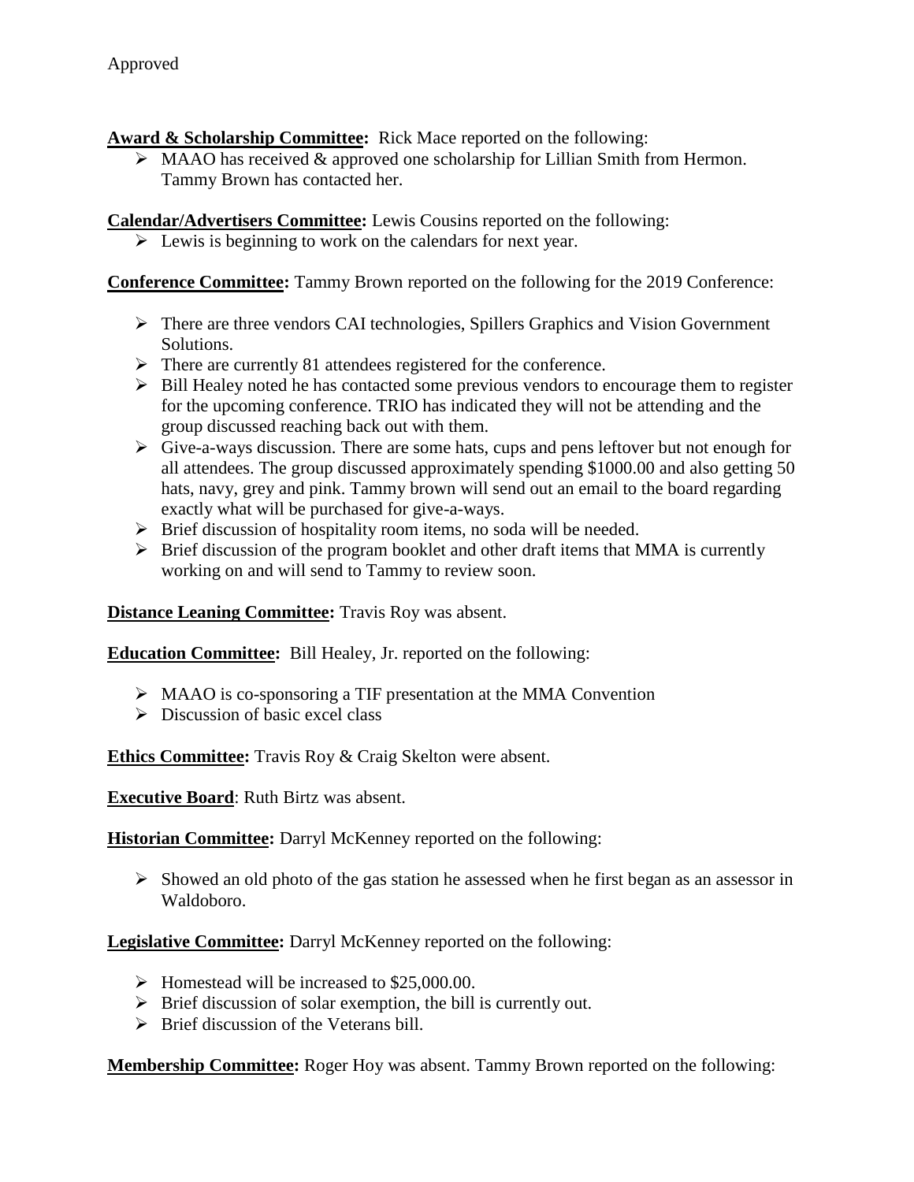Approved

**Award & Scholarship Committee:** Rick Mace reported on the following:

- MAAO has received & approved one scholarship for Lillian Smith from Hermon. Tammy Brown has contacted her.

**Calendar/Advertisers Committee:** Lewis Cousins reported on the following:

- Lewis is beginning to work on the calendars for next year.

**Conference Committee:** Tammy Brown reported on the following for the 2019 Conference:

- There are three vendors CAI technologies, Spillers Graphics and Vision Government Solutions.
- There are currently 81 attendees registered for the conference.
- Bill Healey noted he has contacted some previous vendors to encourage them to register for the upcoming conference. TRIO has indicated they will not be attending and the group discussed reaching back out with them.
- Give-a-ways discussion. There are some hats, cups and pens leftover but not enough for all attendees. The group discussed approximately spending $1000.00 and also getting 50 hats, navy, grey and pink. Tammy brown will send out an email to the board regarding exactly what will be purchased for give-a-ways.
- Brief discussion of hospitality room items, no soda will be needed.
- Brief discussion of the program booklet and other draft items that MMA is currently working on and will send to Tammy to review soon.

**Distance Leaning Committee:** Travis Roy was absent.

**Education Committee:** Bill Healey, Jr. reported on the following:

- MAAO is co-sponsoring a TIF presentation at the MMA Convention
- Discussion of basic excel class

**Ethics Committee:** Travis Roy & Craig Skelton were absent.

**Executive Board**: Ruth Birtz was absent.

**Historian Committee:** Darryl McKenney reported on the following:

- Showed an old photo of the gas station he assessed when he first began as an assessor in Waldoboro.

**Legislative Committee:** Darryl McKenney reported on the following:

- Homestead will be increased to $25,000.00.
- Brief discussion of solar exemption, the bill is currently out.
- Brief discussion of the Veterans bill.

**Membership Committee:** Roger Hoy was absent. Tammy Brown reported on the following: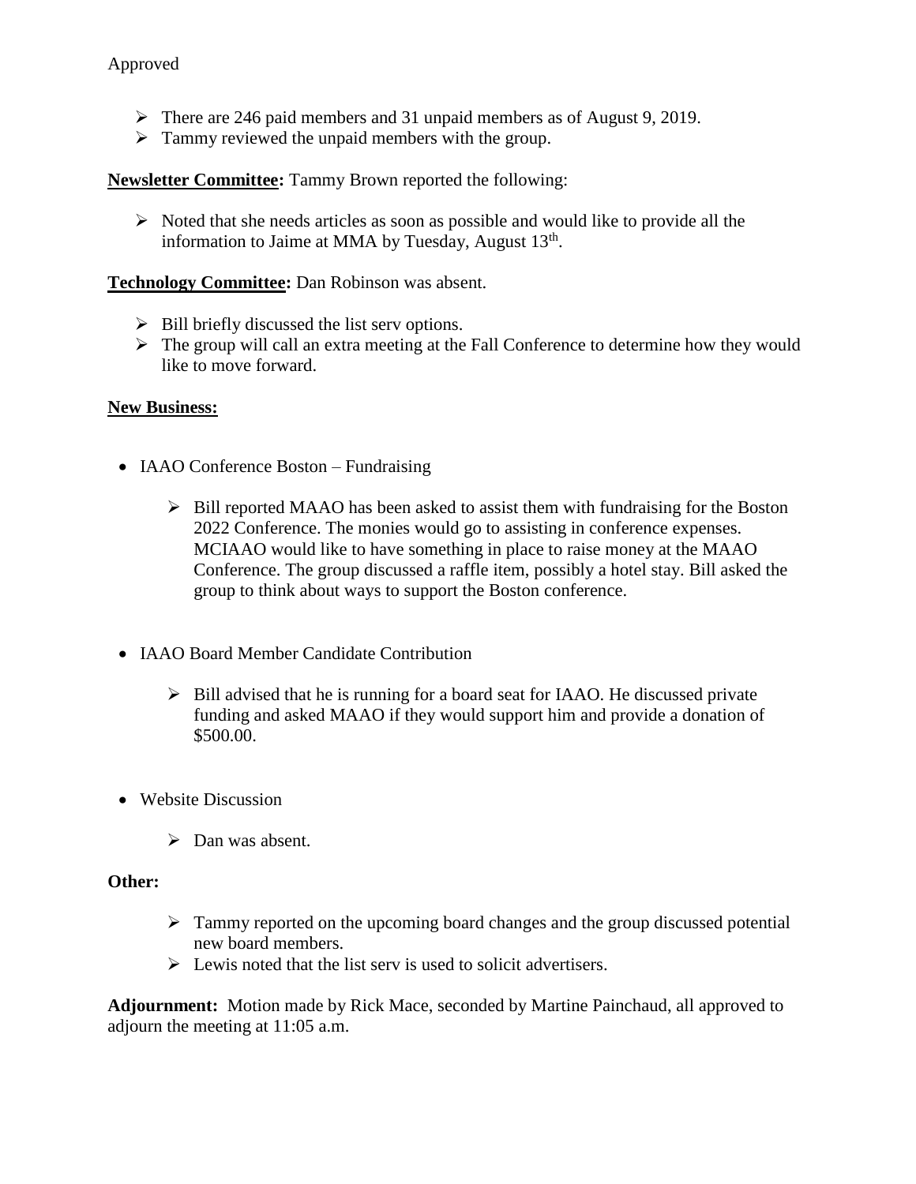Approved

- There are 246 paid members and 31 unpaid members as of August 9, 2019.
- Tammy reviewed the unpaid members with the group.

**Newsletter Committee:** Tammy Brown reported the following:

- Noted that she needs articles as soon as possible and would like to provide all the information to Jaime at MMA by Tuesday, August 13th.

**Technology Committee:** Dan Robinson was absent.

- Bill briefly discussed the list serv options.
- The group will call an extra meeting at the Fall Conference to determine how they would like to move forward.

**New Business:**

- IAAO Conference Boston – Fundraising
  - Bill reported MAAO has been asked to assist them with fundraising for the Boston 2022 Conference. The monies would go to assisting in conference expenses. MCIAAO would like to have something in place to raise money at the MAAO Conference. The group discussed a raffle item, possibly a hotel stay. Bill asked the group to think about ways to support the Boston conference.

- IAAO Board Member Candidate Contribution
  - Bill advised that he is running for a board seat for IAAO. He discussed private funding and asked MAAO if they would support him and provide a donation of $500.00.

- Website Discussion
  - Dan was absent.

**Other:**

- Tammy reported on the upcoming board changes and the group discussed potential new board members.
- Lewis noted that the list serv is used to solicit advertisers.

**Adjournment:** Motion made by Rick Mace, seconded by Martine Painchaud, all approved to adjourn the meeting at 11:05 a.m.